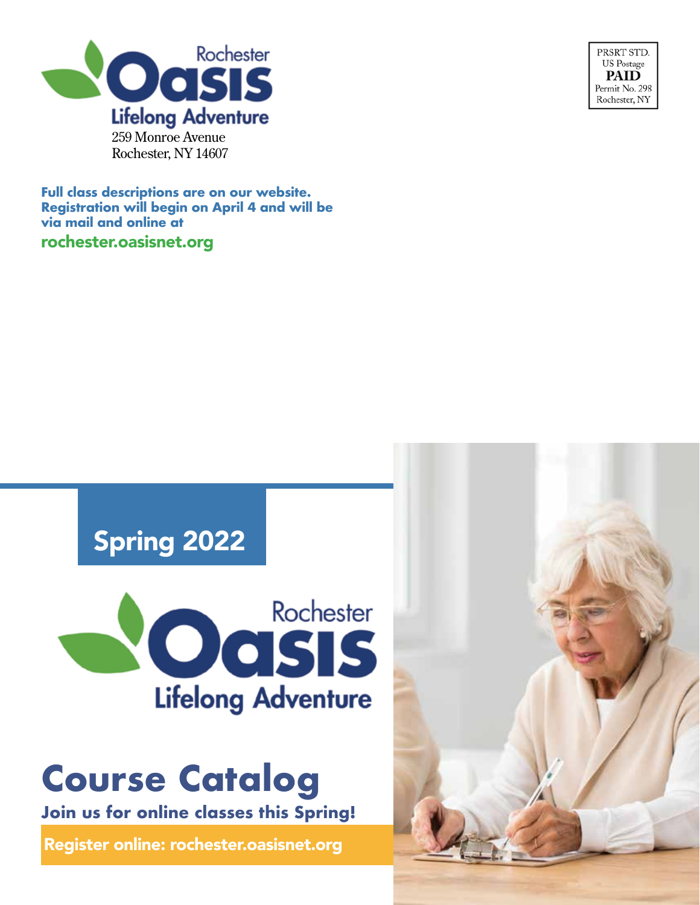Rochester **Oasis** Lifelong Adventure

259 Monroe Avenue
Rochester, NY 14607

PRSRT STD.
US Postage
**PAID**
Permit No. 298
Rochester, NY

**Full class descriptions are on our website. Registration will begin on April 4 and will be via mail and online at**

**rochester.oasisnet.org**

## Spring 2022

Rochester **Oasis** Lifelong Adventure

# Course Catalog

**Join us for online classes this Spring!**

**Register online: rochester.oasisnet.org**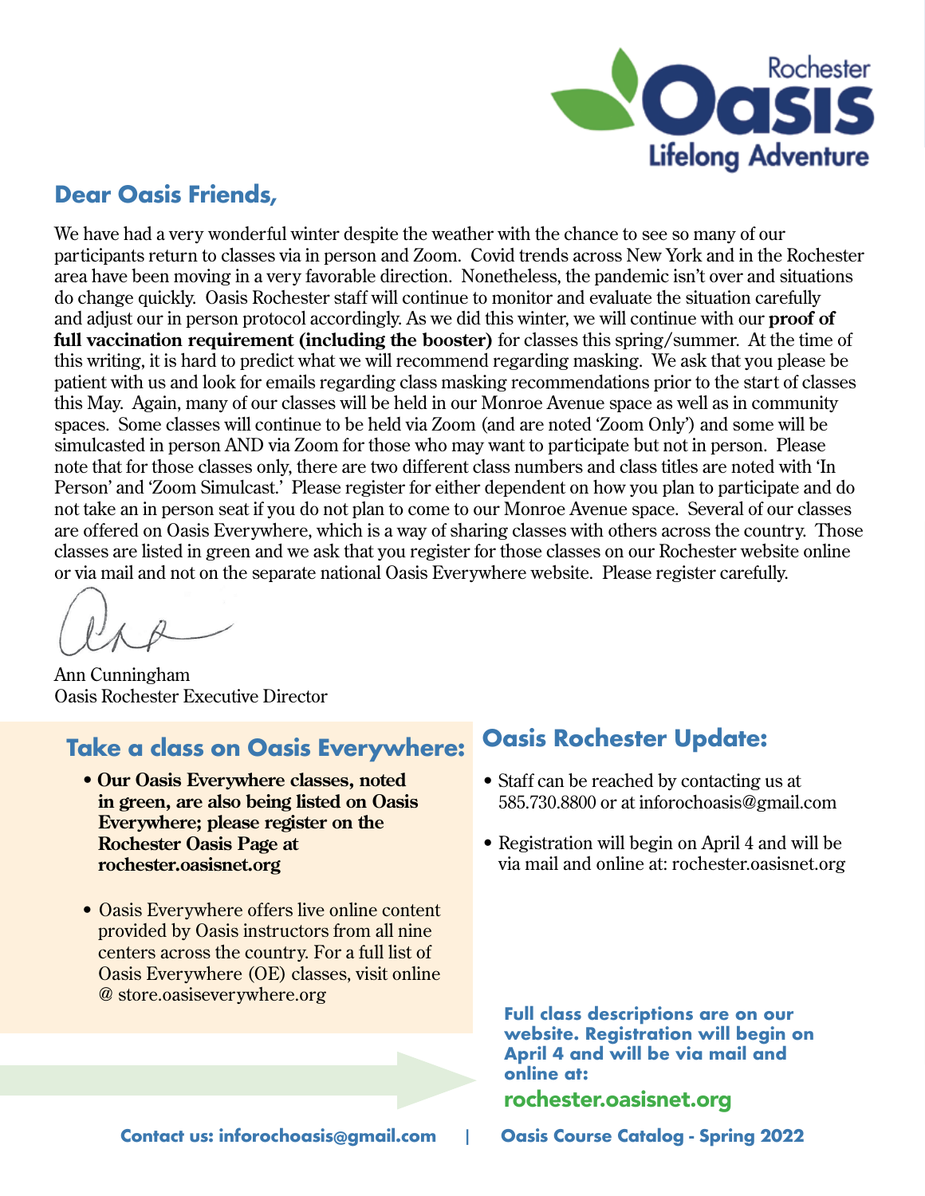Rochester **Oasis** Lifelong Adventure

## Dear Oasis Friends,

We have had a very wonderful winter despite the weather with the chance to see so many of our participants return to classes via in person and Zoom. Covid trends across New York and in the Rochester area have been moving in a very favorable direction. Nonetheless, the pandemic isn't over and situations do change quickly. Oasis Rochester staff will continue to monitor and evaluate the situation carefully and adjust our in person protocol accordingly. As we did this winter, we will continue with our **proof of full vaccination requirement (including the booster)** for classes this spring/summer. At the time of this writing, it is hard to predict what we will recommend regarding masking. We ask that you please be patient with us and look for emails regarding class masking recommendations prior to the start of classes this May. Again, many of our classes will be held in our Monroe Avenue space as well as in community spaces. Some classes will continue to be held via Zoom (and are noted 'Zoom Only') and some will be simulcasted in person AND via Zoom for those who may want to participate but not in person. Please note that for those classes only, there are two different class numbers and class titles are noted with 'In Person' and 'Zoom Simulcast.' Please register for either dependent on how you plan to participate and do not take an in person seat if you do not plan to come to our Monroe Avenue space. Several of our classes are offered on Oasis Everywhere, which is a way of sharing classes with others across the country. Those classes are listed in green and we ask that you register for those classes on our Rochester website online or via mail and not on the separate national Oasis Everywhere website. Please register carefully.

Ann Cunningham
Oasis Rochester Executive Director

## Take a class on Oasis Everywhere:

- **Our Oasis Everywhere classes, noted in green, are also being listed on Oasis Everywhere; please register on the Rochester Oasis Page at rochester.oasisnet.org**
- Oasis Everywhere offers live online content provided by Oasis instructors from all nine centers across the country. For a full list of Oasis Everywhere (OE) classes, visit online @ store.oasiseverywhere.org

## Oasis Rochester Update:

- Staff can be reached by contacting us at 585.730.8800 or at inforochoasis@gmail.com
- Registration will begin on April 4 and will be via mail and online at: rochester.oasisnet.org

**Full class descriptions are on our website. Registration will begin on April 4 and will be via mail and online at:**

**rochester.oasisnet.org**

Contact us: inforochoasis@gmail.com | Oasis Course Catalog - Spring 2022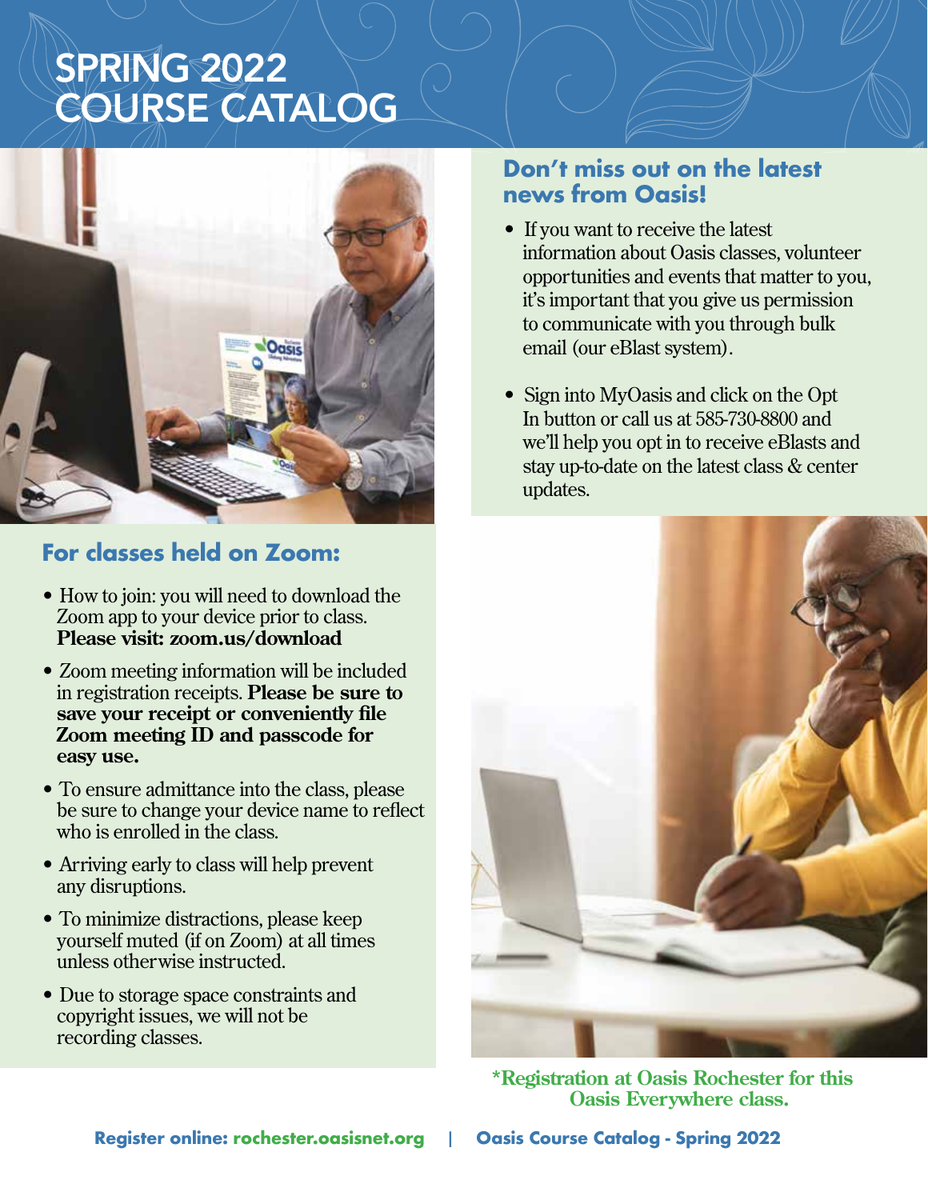# SPRING 2022 COURSE CATALOG

## For classes held on Zoom:

- How to join: you will need to download the Zoom app to your device prior to class. **Please visit: zoom.us/download**
- Zoom meeting information will be included in registration receipts. **Please be sure to save your receipt or conveniently file Zoom meeting ID and passcode for easy use.**
- To ensure admittance into the class, please be sure to change your device name to reflect who is enrolled in the class.
- Arriving early to class will help prevent any disruptions.
- To minimize distractions, please keep yourself muted (if on Zoom) at all times unless otherwise instructed.
- Due to storage space constraints and copyright issues, we will not be recording classes.

## Don't miss out on the latest news from Oasis!

- If you want to receive the latest information about Oasis classes, volunteer opportunities and events that matter to you, it's important that you give us permission to communicate with you through bulk email (our eBlast system).
- Sign into MyOasis and click on the Opt In button or call us at 585-730-8800 and we'll help you opt in to receive eBlasts and stay up-to-date on the latest class & center updates.

**\*Registration at Oasis Rochester for this Oasis Everywhere class.**

**Register online: rochester.oasisnet.org**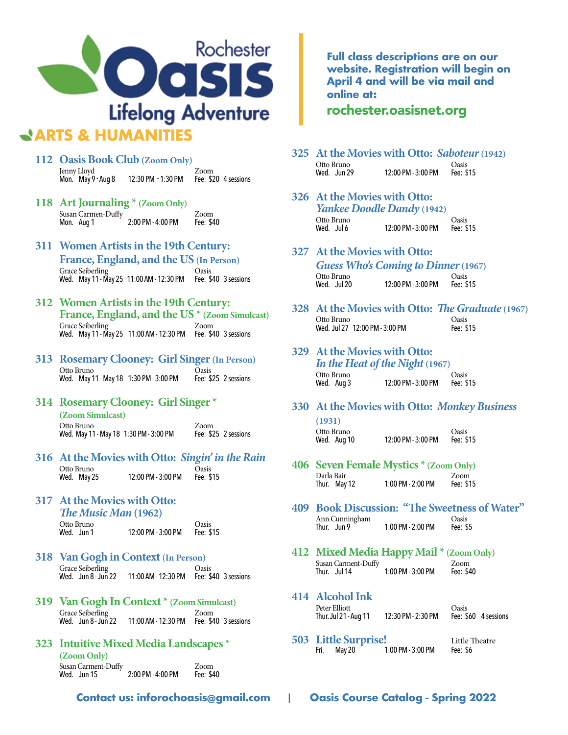# Rochester Oasis

Lifelong Adventure

Full class descriptions are on our website. Registration will begin on April 4 and will be via mail and online at:

**rochester.oasisnet.org**

## ARTS & HUMANITIES

### 112 Oasis Book Club (Zoom Only)
Jenny Lloyd — Zoom
Mon. May 9 - Aug 8 — 12:30 PM - 1:30 PM — Fee: $20 4 sessions

### 118 Art Journaling * (Zoom Only)
Susan Carmen-Duffy — Zoom
Mon. Aug 1 — 2:00 PM - 4:00 PM — Fee: $40

### 311 Women Artists in the 19th Century: France, England, and the US (In Person)
Grace Seiberling — Oasis
Wed. May 11 - May 25 — 11:00 AM - 12:30 PM — Fee: $40 3 sessions

### 312 Women Artists in the 19th Century: France, England, and the US * (Zoom Simulcast)
Grace Seiberling — Zoom
Wed. May 11 - May 25 — 11:00 AM - 12:30 PM — Fee: $40 3 sessions

### 313 Rosemary Clooney: Girl Singer (In Person)
Otto Bruno — Oasis
Wed. May 11 - May 18 — 1:30 PM - 3:00 PM — Fee: $25 2 sessions

### 314 Rosemary Clooney: Girl Singer * (Zoom Simulcast)
Otto Bruno — Zoom
Wed. May 11 - May 18 — 1:30 PM - 3:00 PM — Fee: $25 2 sessions

### 316 At the Movies with Otto: *Singin' in the Rain*
Otto Bruno — Oasis
Wed. May 25 — 12:00 PM - 3:00 PM — Fee: $15

### 317 At the Movies with Otto: *The Music Man* (1962)
Otto Bruno — Oasis
Wed. Jun 1 — 12:00 PM - 3:00 PM — Fee: $15

### 318 Van Gogh in Context (In Person)
Grace Seiberling — Oasis
Wed. Jun 8 - Jun 22 — 11:00 AM - 12:30 PM — Fee: $40 3 sessions

### 319 Van Gogh In Context * (Zoom Simulcast)
Grace Seiberling — Zoom
Wed. Jun 8 - Jun 22 — 11:00 AM - 12:30 PM — Fee: $40 3 sessions

### 323 Intuitive Mixed Media Landscapes * (Zoom Only)
Susan Carment-Duffy — Zoom
Wed. Jun 15 — 2:00 PM - 4:00 PM — Fee: $40

### 325 At the Movies with Otto: *Saboteur* (1942)
Otto Bruno — Oasis
Wed. Jun 29 — 12:00 PM - 3:00 PM — Fee: $15

### 326 At the Movies with Otto: *Yankee Doodle Dandy* (1942)
Otto Bruno — Oasis
Wed. Jul 6 — 12:00 PM - 3:00 PM — Fee: $15

### 327 At the Movies with Otto: *Guess Who's Coming to Dinner* (1967)
Otto Bruno — Oasis
Wed. Jul 20 — 12:00 PM - 3:00 PM — Fee: $15

### 328 At the Movies with Otto: *The Graduate* (1967)
Otto Bruno — Oasis
Wed. Jul 27 — 12:00 PM - 3:00 PM — Fee: $15

### 329 At the Movies with Otto: *In the Heat of the Night* (1967)
Otto Bruno — Oasis
Wed. Aug 3 — 12:00 PM - 3:00 PM — Fee: $15

### 330 At the Movies with Otto: *Monkey Business* (1931)
Otto Bruno — Oasis
Wed. Aug 10 — 12:00 PM - 3:00 PM — Fee: $15

### 406 Seven Female Mystics * (Zoom Only)
Darla Bair — Zoom
Thur. May 12 — 1:00 PM - 2:00 PM — Fee: $15

### 409 Book Discussion: "The Sweetness of Water"
Ann Cunningham — Oasis
Thur. Jun 9 — 1:00 PM - 2:00 PM — Fee: $5

### 412 Mixed Media Happy Mail * (Zoom Only)
Susan Carment-Duffy — Zoom
Thur. Jul 14 — 1:00 PM - 3:00 PM — Fee: $40

### 414 Alcohol Ink
Peter Elliott — Oasis
Thur. Jul 21 - Aug 11 — 12:30 PM - 2:30 PM — Fee: $60 4 sessions

### 503 Little Surprise!
Little Theatre
Fri. May 20 — 1:00 PM - 3:00 PM — Fee: $6

**Contact us: inforochoasis@gmail.com | Oasis Course Catalog - Spring 2022**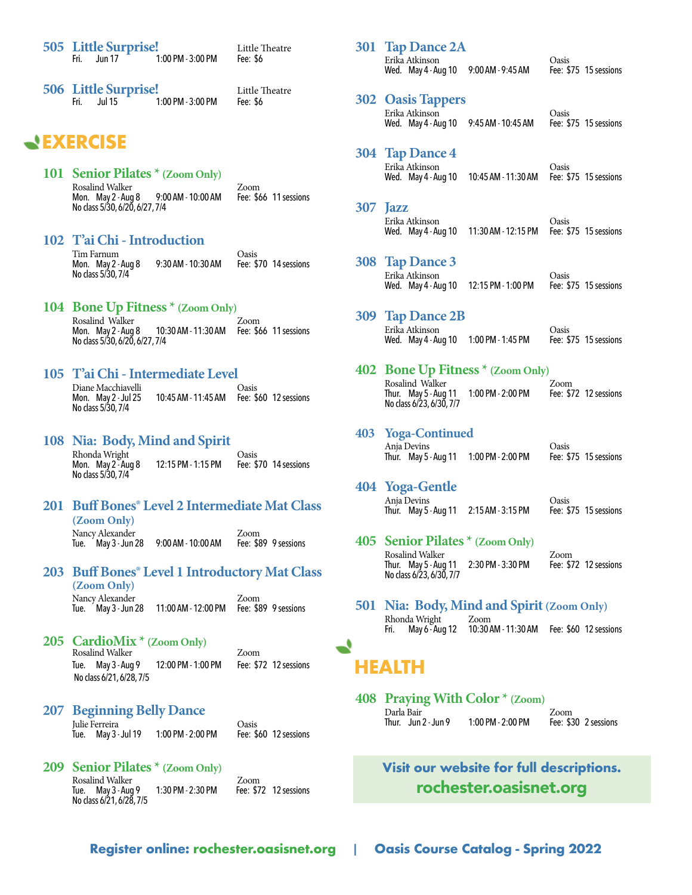**505 Little Surprise!**
Little Theatre
Fri. Jun 17 1:00 PM - 3:00 PM Fee: $6

**506 Little Surprise!**
Little Theatre
Fri. Jul 15 1:00 PM - 3:00 PM Fee: $6

## EXERCISE

**101 Senior Pilates * (Zoom Only)**
Rosalind Walker — Zoom
Mon. May 2 - Aug 8 9:00 AM - 10:00 AM Fee: $66 11 sessions
No class 5/30, 6/20, 6/27, 7/4

**102 T'ai Chi - Introduction**
Tim Farnum — Oasis
Mon. May 2 - Aug 8 9:30 AM - 10:30 AM Fee: $70 14 sessions
No class 5/30, 7/4

**104 Bone Up Fitness * (Zoom Only)**
Rosalind Walker — Zoom
Mon. May 2 - Aug 8 10:30 AM - 11:30 AM Fee: $66 11 sessions
No class 5/30, 6/20, 6/27, 7/4

**105 T'ai Chi - Intermediate Level**
Diane Macchiavelli — Oasis
Mon. May 2 - Jul 25 10:45 AM - 11:45 AM Fee: $60 12 sessions
No class 5/30, 7/4

**108 Nia: Body, Mind and Spirit**
Rhonda Wright — Oasis
Mon. May 2 - Aug 8 12:15 PM - 1:15 PM Fee: $70 14 sessions
No class 5/30, 7/4

**201 Buff Bones® Level 2 Intermediate Mat Class (Zoom Only)**
Nancy Alexander — Zoom
Tue. May 3 - Jun 28 9:00 AM - 10:00 AM Fee: $89 9 sessions

**203 Buff Bones® Level 1 Introductory Mat Class (Zoom Only)**
Nancy Alexander — Zoom
Tue. May 3 - Jun 28 11:00 AM - 12:00 PM Fee: $89 9 sessions

**205 CardioMix * (Zoom Only)**
Rosalind Walker — Zoom
Tue. May 3 - Aug 9 12:00 PM - 1:00 PM Fee: $72 12 sessions
No class 6/21, 6/28, 7/5

**207 Beginning Belly Dance**
Julie Ferreira — Oasis
Tue. May 3 - Jul 19 1:00 PM - 2:00 PM Fee: $60 12 sessions

**209 Senior Pilates * (Zoom Only)**
Rosalind Walker — Zoom
Tue. May 3 - Aug 9 1:30 PM - 2:30 PM Fee: $72 12 sessions
No class 6/21, 6/28, 7/5

**301 Tap Dance 2A**
Erika Atkinson — Oasis
Wed. May 4 - Aug 10 9:00 AM - 9:45 AM Fee: $75 15 sessions

**302 Oasis Tappers**
Erika Atkinson — Oasis
Wed. May 4 - Aug 10 9:45 AM - 10:45 AM Fee: $75 15 sessions

**304 Tap Dance 4**
Erika Atkinson — Oasis
Wed. May 4 - Aug 10 10:45 AM - 11:30 AM Fee: $75 15 sessions

**307 Jazz**
Erika Atkinson — Oasis
Wed. May 4 - Aug 10 11:30 AM - 12:15 PM Fee: $75 15 sessions

**308 Tap Dance 3**
Erika Atkinson — Oasis
Wed. May 4 - Aug 10 12:15 PM - 1:00 PM Fee: $75 15 sessions

**309 Tap Dance 2B**
Erika Atkinson — Oasis
Wed. May 4 - Aug 10 1:00 PM - 1:45 PM Fee: $75 15 sessions

**402 Bone Up Fitness * (Zoom Only)**
Rosalind Walker — Zoom
Thur. May 5 - Aug 11 1:00 PM - 2:00 PM Fee: $72 12 sessions
No class 6/23, 6/30, 7/7

**403 Yoga-Continued**
Anja Devins — Oasis
Thur. May 5 - Aug 11 1:00 PM - 2:00 PM Fee: $75 15 sessions

**404 Yoga-Gentle**
Anja Devins — Oasis
Thur. May 5 - Aug 11 2:15 AM - 3:15 PM Fee: $75 15 sessions

**405 Senior Pilates * (Zoom Only)**
Rosalind Walker — Zoom
Thur. May 5 - Aug 11 2:30 PM - 3:30 PM Fee: $72 12 sessions
No class 6/23, 6/30, 7/7

**501 Nia: Body, Mind and Spirit (Zoom Only)**
Rhonda Wright — Zoom
Fri. May 6 - Aug 12 10:30 AM - 11:30 AM Fee: $60 12 sessions

## HEALTH

**408 Praying With Color * (Zoom)**
Darla Bair — Zoom
Thur. Jun 2 - Jun 9 1:00 PM - 2:00 PM Fee: $30 2 sessions

**Visit our website for full descriptions.**
**rochester.oasisnet.org**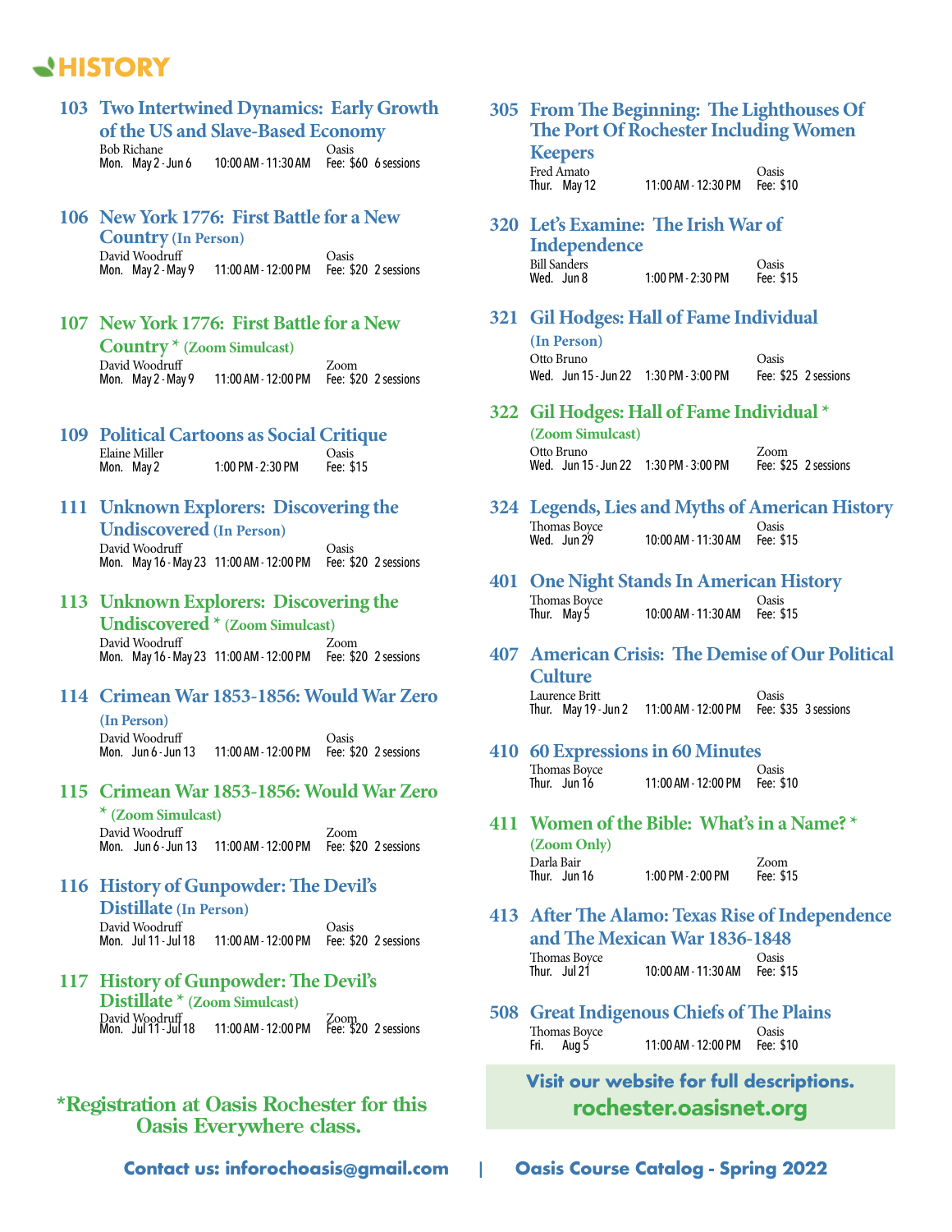# HISTORY

### 103 Two Intertwined Dynamics: Early Growth of the US and Slave-Based Economy

Bob Richane — Oasis
Mon. May 2 - Jun 6 — 10:00 AM - 11:30 AM — Fee: $60 6 sessions

### 106 New York 1776: First Battle for a New Country (In Person)

David Woodruff — Oasis
Mon. May 2 - May 9 — 11:00 AM - 12:00 PM — Fee: $20 2 sessions

### 107 New York 1776: First Battle for a New Country * (Zoom Simulcast)

David Woodruff — Zoom
Mon. May 2 - May 9 — 11:00 AM - 12:00 PM — Fee: $20 2 sessions

### 109 Political Cartoons as Social Critique

Elaine Miller — Oasis
Mon. May 2 — 1:00 PM - 2:30 PM — Fee: $15

### 111 Unknown Explorers: Discovering the Undiscovered (In Person)

David Woodruff — Oasis
Mon. May 16 - May 23 — 11:00 AM - 12:00 PM — Fee: $20 2 sessions

### 113 Unknown Explorers: Discovering the Undiscovered * (Zoom Simulcast)

David Woodruff — Zoom
Mon. May 16 - May 23 — 11:00 AM - 12:00 PM — Fee: $20 2 sessions

### 114 Crimean War 1853-1856: Would War Zero (In Person)

David Woodruff — Oasis
Mon. Jun 6 - Jun 13 — 11:00 AM - 12:00 PM — Fee: $20 2 sessions

### 115 Crimean War 1853-1856: Would War Zero * (Zoom Simulcast)

David Woodruff — Zoom
Mon. Jun 6 - Jun 13 — 11:00 AM - 12:00 PM — Fee: $20 2 sessions

### 116 History of Gunpowder: The Devil's Distillate (In Person)

David Woodruff — Oasis
Mon. Jul 11 - Jul 18 — 11:00 AM - 12:00 PM — Fee: $20 2 sessions

### 117 History of Gunpowder: The Devil's Distillate * (Zoom Simulcast)

David Woodruff — Zoom
Mon. Jul 11 - Jul 18 — 11:00 AM - 12:00 PM — Fee: $20 2 sessions

**\*Registration at Oasis Rochester for this Oasis Everywhere class.**

### 305 From The Beginning: The Lighthouses Of The Port Of Rochester Including Women Keepers

Fred Amato — Oasis
Thur. May 12 — 11:00 AM - 12:30 PM — Fee: $10

### 320 Let's Examine: The Irish War of Independence

Bill Sanders — Oasis
Wed. Jun 8 — 1:00 PM - 2:30 PM — Fee: $15

### 321 Gil Hodges: Hall of Fame Individual (In Person)

Otto Bruno — Oasis
Wed. Jun 15 - Jun 22 — 1:30 PM - 3:00 PM — Fee: $25 2 sessions

### 322 Gil Hodges: Hall of Fame Individual * (Zoom Simulcast)

Otto Bruno — Zoom
Wed. Jun 15 - Jun 22 — 1:30 PM - 3:00 PM — Fee: $25 2 sessions

### 324 Legends, Lies and Myths of American History

Thomas Boyce — Oasis
Wed. Jun 29 — 10:00 AM - 11:30 AM — Fee: $15

### 401 One Night Stands In American History

Thomas Boyce — Oasis
Thur. May 5 — 10:00 AM - 11:30 AM — Fee: $15

### 407 American Crisis: The Demise of Our Political Culture

Laurence Britt — Oasis
Thur. May 19 - Jun 2 — 11:00 AM - 12:00 PM — Fee: $35 3 sessions

### 410 60 Expressions in 60 Minutes

Thomas Boyce — Oasis
Thur. Jun 16 — 11:00 AM - 12:00 PM — Fee: $10

### 411 Women of the Bible: What's in a Name? * (Zoom Only)

Darla Bair — Zoom
Thur. Jun 16 — 1:00 PM - 2:00 PM — Fee: $15

### 413 After The Alamo: Texas Rise of Independence and The Mexican War 1836-1848

Thomas Boyce — Oasis
Thur. Jul 21 — 10:00 AM - 11:30 AM — Fee: $15

### 508 Great Indigenous Chiefs of The Plains

Thomas Boyce — Oasis
Fri. Aug 5 — 11:00 AM - 12:00 PM — Fee: $10

**Visit our website for full descriptions.**
**rochester.oasisnet.org**

Contact us: inforochoasis@gmail.com | Oasis Course Catalog - Spring 2022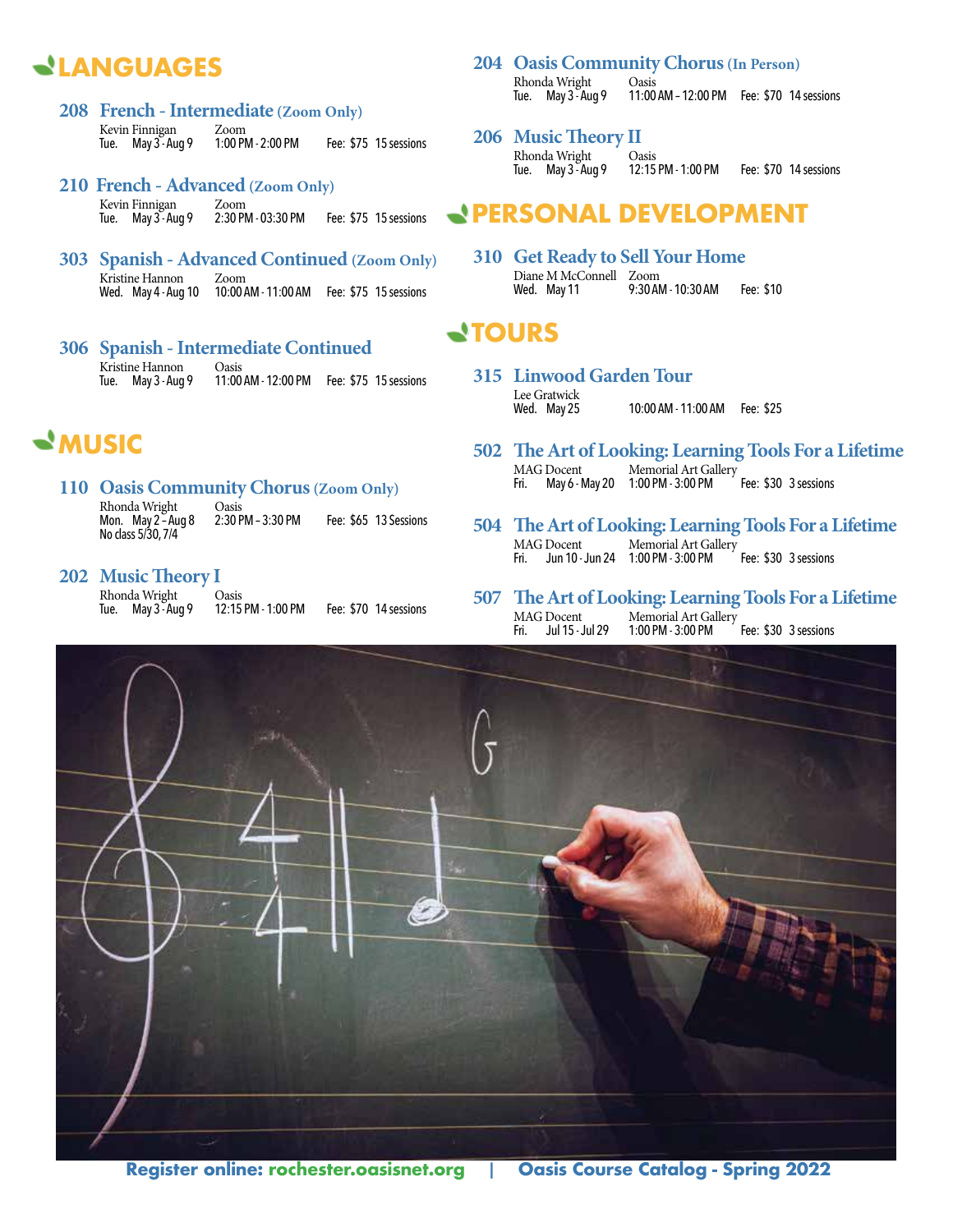## LANGUAGES

### 208 French - Intermediate (Zoom Only)

Kevin Finnigan — Zoom
Tue. May 3 - Aug 9 — 1:00 PM - 2:00 PM — Fee: $75 — 15 sessions

### 210 French - Advanced (Zoom Only)

Kevin Finnigan — Zoom
Tue. May 3 - Aug 9 — 2:30 PM - 03:30 PM — Fee: $75 — 15 sessions

### 303 Spanish - Advanced Continued (Zoom Only)

Kristine Hannon — Zoom
Wed. May 4 - Aug 10 — 10:00 AM - 11:00 AM — Fee: $75 — 15 sessions

### 306 Spanish - Intermediate Continued

Kristine Hannon — Oasis
Tue. May 3 - Aug 9 — 11:00 AM - 12:00 PM — Fee: $75 — 15 sessions

## MUSIC

### 110 Oasis Community Chorus (Zoom Only)

Rhonda Wright — Oasis
Mon. May 2 – Aug 8 — 2:30 PM – 3:30 PM — Fee: $65 — 13 Sessions
No class 5/30, 7/4

### 202 Music Theory I

Rhonda Wright — Oasis
Tue. May 3 - Aug 9 — 12:15 PM - 1:00 PM — Fee: $70 — 14 sessions

### 204 Oasis Community Chorus (In Person)

Rhonda Wright — Oasis
Tue. May 3 - Aug 9 — 11:00 AM – 12:00 PM — Fee: $70 — 14 sessions

### 206 Music Theory II

Rhonda Wright — Oasis
Tue. May 3 - Aug 9 — 12:15 PM - 1:00 PM — Fee: $70 — 14 sessions

## PERSONAL DEVELOPMENT

### 310 Get Ready to Sell Your Home

Diane M McConnell — Zoom
Wed. May 11 — 9:30 AM - 10:30 AM — Fee: $10

## TOURS

### 315 Linwood Garden Tour

Lee Gratwick
Wed. May 25 — 10:00 AM - 11:00 AM — Fee: $25

### 502 The Art of Looking: Learning Tools For a Lifetime

MAG Docent — Memorial Art Gallery
Fri. May 6 - May 20 — 1:00 PM - 3:00 PM — Fee: $30 — 3 sessions

### 504 The Art of Looking: Learning Tools For a Lifetime

MAG Docent — Memorial Art Gallery
Fri. Jun 10 - Jun 24 — 1:00 PM - 3:00 PM — Fee: $30 — 3 sessions

### 507 The Art of Looking: Learning Tools For a Lifetime

MAG Docent — Memorial Art Gallery
Fri. Jul 15 - Jul 29 — 1:00 PM - 3:00 PM — Fee: $30 — 3 sessions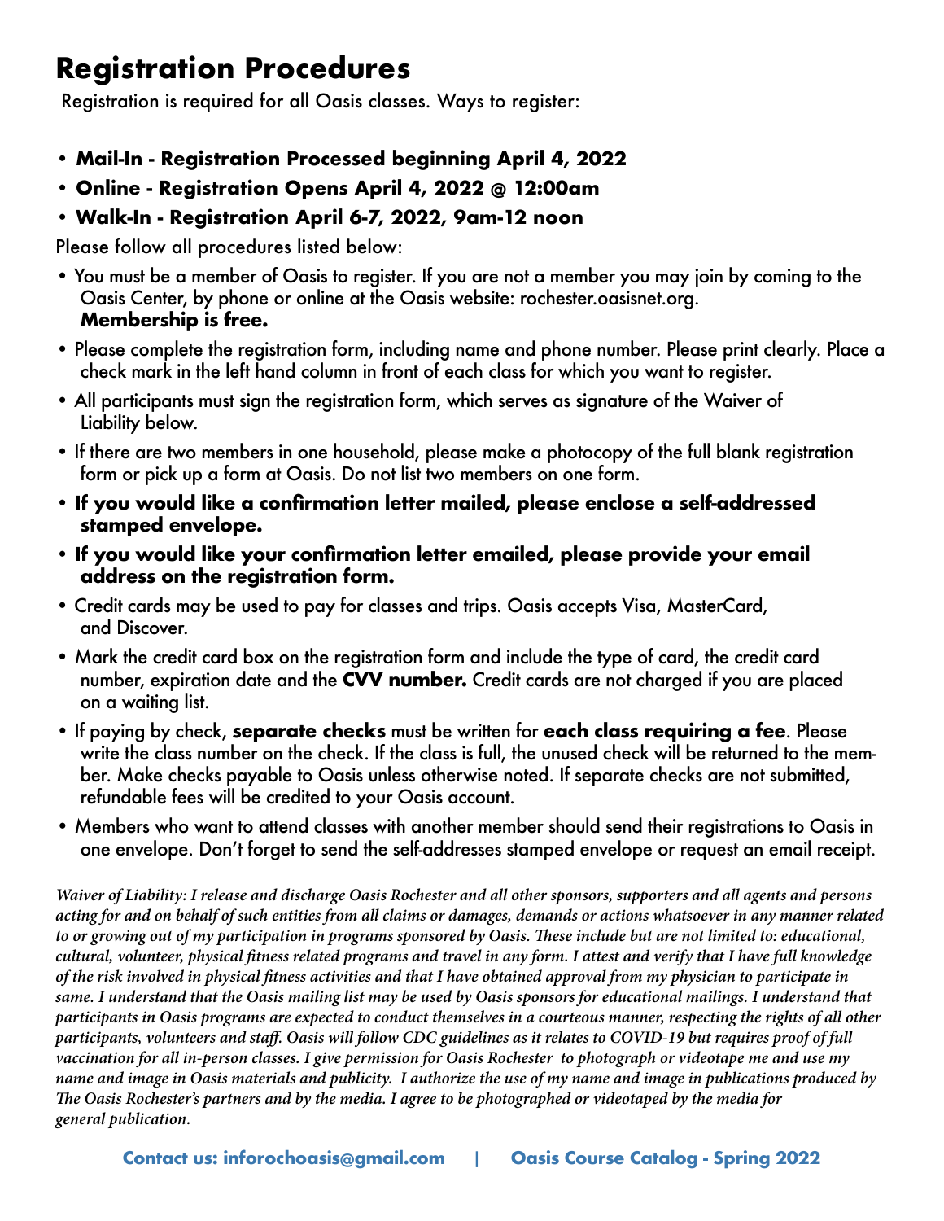# Registration Procedures

Registration is required for all Oasis classes. Ways to register:

- **Mail-In - Registration Processed beginning April 4, 2022**
- **Online - Registration Opens April 4, 2022 @ 12:00am**
- **Walk-In - Registration April 6-7, 2022, 9am-12 noon**

Please follow all procedures listed below:

- You must be a member of Oasis to register. If you are not a member you may join by coming to the Oasis Center, by phone or online at the Oasis website: rochester.oasisnet.org. **Membership is free.**
- Please complete the registration form, including name and phone number. Please print clearly. Place a check mark in the left hand column in front of each class for which you want to register.
- All participants must sign the registration form, which serves as signature of the Waiver of Liability below.
- If there are two members in one household, please make a photocopy of the full blank registration form or pick up a form at Oasis. Do not list two members on one form.
- **If you would like a confirmation letter mailed, please enclose a self-addressed stamped envelope.**
- **If you would like your confirmation letter emailed, please provide your email address on the registration form.**
- Credit cards may be used to pay for classes and trips. Oasis accepts Visa, MasterCard, and Discover.
- Mark the credit card box on the registration form and include the type of card, the credit card number, expiration date and the **CVV number.** Credit cards are not charged if you are placed on a waiting list.
- If paying by check, **separate checks** must be written for **each class requiring a fee**. Please write the class number on the check. If the class is full, the unused check will be returned to the member. Make checks payable to Oasis unless otherwise noted. If separate checks are not submitted, refundable fees will be credited to your Oasis account.
- Members who want to attend classes with another member should send their registrations to Oasis in one envelope. Don't forget to send the self-addresses stamped envelope or request an email receipt.

*Waiver of Liability: I release and discharge Oasis Rochester and all other sponsors, supporters and all agents and persons acting for and on behalf of such entities from all claims or damages, demands or actions whatsoever in any manner related to or growing out of my participation in programs sponsored by Oasis. These include but are not limited to: educational, cultural, volunteer, physical fitness related programs and travel in any form. I attest and verify that I have full knowledge of the risk involved in physical fitness activities and that I have obtained approval from my physician to participate in same. I understand that the Oasis mailing list may be used by Oasis sponsors for educational mailings. I understand that participants in Oasis programs are expected to conduct themselves in a courteous manner, respecting the rights of all other participants, volunteers and staff. Oasis will follow CDC guidelines as it relates to COVID-19 but requires proof of full vaccination for all in-person classes. I give permission for Oasis Rochester to photograph or videotape me and use my name and image in Oasis materials and publicity. I authorize the use of my name and image in publications produced by The Oasis Rochester's partners and by the media. I agree to be photographed or videotaped by the media for general publication.*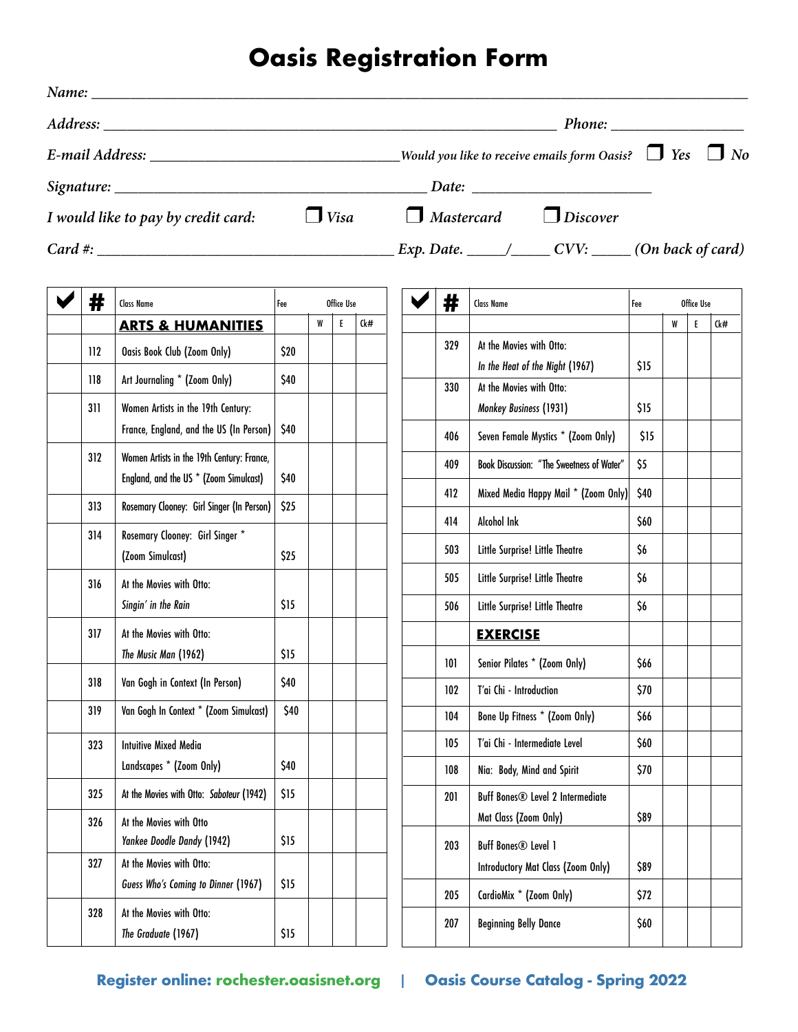# Oasis Registration Form

*Name:* ______________________________________________

*Address:* ______________________________ *Phone:* ______________

*E-mail Address:* ______________________ *Would you like to receive emails form Oasis?* ❐ *Yes* ❐ *No*

*Signature:* __________________________ *Date:* ______________

*I would like to pay by credit card:* ❐ *Visa* ❐ *Mastercard* ❐ *Discover*

*Card #:* __________________________ *Exp. Date.* _____/_____ *CVV:* _____ *(On back of card)*

| ✔ | # | Class Name | Fee | Office Use W | E | Ck# |
|---|---|---|---|---|---|---|
| | | **ARTS & HUMANITIES** | | | | |
| | 112 | Oasis Book Club (Zoom Only) | $20 | | | |
| | 118 | Art Journaling * (Zoom Only) | $40 | | | |
| | 311 | Women Artists in the 19th Century: France, England, and the US (In Person) | $40 | | | |
| | 312 | Women Artists in the 19th Century: France, England, and the US * (Zoom Simulcast) | $40 | | | |
| | 313 | Rosemary Clooney: Girl Singer (In Person) | $25 | | | |
| | 314 | Rosemary Clooney: Girl Singer * (Zoom Simulcast) | $25 | | | |
| | 316 | At the Movies with Otto: *Singin' in the Rain* | $15 | | | |
| | 317 | At the Movies with Otto: *The Music Man* (1962) | $15 | | | |
| | 318 | Van Gogh in Context (In Person) | $40 | | | |
| | 319 | Van Gogh In Context * (Zoom Simulcast) | $40 | | | |
| | 323 | Intuitive Mixed Media Landscapes * (Zoom Only) | $40 | | | |
| | 325 | At the Movies with Otto: *Saboteur* (1942) | $15 | | | |
| | 326 | At the Movies with Otto *Yankee Doodle Dandy* (1942) | $15 | | | |
| | 327 | At the Movies with Otto: *Guess Who's Coming to Dinner* (1967) | $15 | | | |
| | 328 | At the Movies with Otto: *The Graduate* (1967) | $15 | | | |
| | 329 | At the Movies with Otto: *In the Heat of the Night* (1967) | $15 | | | |
| | 330 | At the Movies with Otto: *Monkey Business* (1931) | $15 | | | |
| | 406 | Seven Female Mystics * (Zoom Only) | $15 | | | |
| | 409 | Book Discussion: "The Sweetness of Water" | $5 | | | |
| | 412 | Mixed Media Happy Mail * (Zoom Only) | $40 | | | |
| | 414 | Alcohol Ink | $60 | | | |
| | 503 | Little Surprise! Little Theatre | $6 | | | |
| | 505 | Little Surprise! Little Theatre | $6 | | | |
| | 506 | Little Surprise! Little Theatre | $6 | | | |
| | | **EXERCISE** | | | | |
| | 101 | Senior Pilates * (Zoom Only) | $66 | | | |
| | 102 | T'ai Chi - Introduction | $70 | | | |
| | 104 | Bone Up Fitness * (Zoom Only) | $66 | | | |
| | 105 | T'ai Chi - Intermediate Level | $60 | | | |
| | 108 | Nia: Body, Mind and Spirit | $70 | | | |
| | 201 | Buff Bones® Level 2 Intermediate Mat Class (Zoom Only) | $89 | | | |
| | 203 | Buff Bones® Level 1 Introductory Mat Class (Zoom Only) | $89 | | | |
| | 205 | CardioMix * (Zoom Only) | $72 | | | |
| | 207 | Beginning Belly Dance | $60 | | | |

**Register online: rochester.oasisnet.org** | **Oasis Course Catalog - Spring 2022**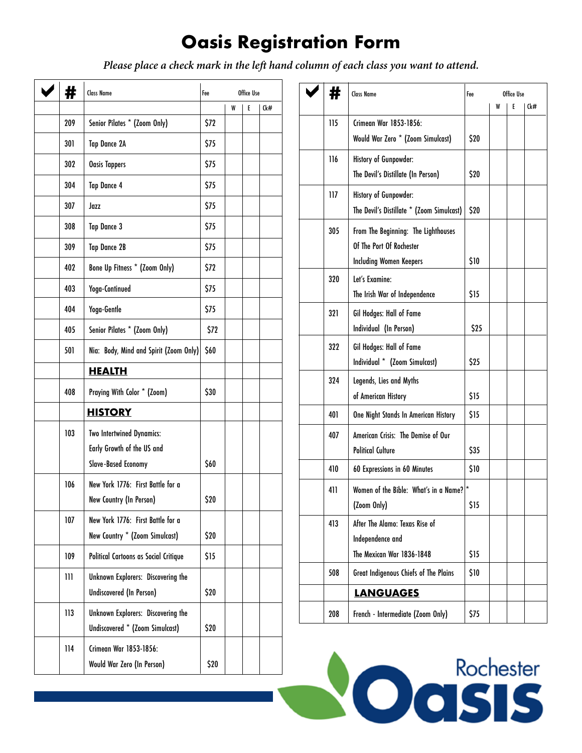# Oasis Registration Form

*Please place a check mark in the left hand column of each class you want to attend.*

| ✔ | # | Class Name | Fee | Office Use | | |
|---|---|---|---|---|---|---|
| | | | | W | E | Ck# |
| | 209 | Senior Pilates * (Zoom Only) | $72 | | | |
| | 301 | Tap Dance 2A | $75 | | | |
| | 302 | Oasis Tappers | $75 | | | |
| | 304 | Tap Dance 4 | $75 | | | |
| | 307 | Jazz | $75 | | | |
| | 308 | Tap Dance 3 | $75 | | | |
| | 309 | Tap Dance 2B | $75 | | | |
| | 402 | Bone Up Fitness * (Zoom Only) | $72 | | | |
| | 403 | Yoga-Continued | $75 | | | |
| | 404 | Yoga-Gentle | $75 | | | |
| | 405 | Senior Pilates * (Zoom Only) | $72 | | | |
| | 501 | Nia: Body, Mind and Spirit (Zoom Only) | $60 | | | |
| | | **HEALTH** | | | | |
| | 408 | Praying With Color * (Zoom) | $30 | | | |
| | | **HISTORY** | | | | |
| | 103 | Two Intertwined Dynamics: Early Growth of the US and Slave-Based Economy | $60 | | | |
| | 106 | New York 1776: First Battle for a New Country (In Person) | $20 | | | |
| | 107 | New York 1776: First Battle for a New Country * (Zoom Simulcast) | $20 | | | |
| | 109 | Political Cartoons as Social Critique | $15 | | | |
| | 111 | Unknown Explorers: Discovering the Undiscovered (In Person) | $20 | | | |
| | 113 | Unknown Explorers: Discovering the Undiscovered * (Zoom Simulcast) | $20 | | | |
| | 114 | Crimean War 1853-1856: Would War Zero (In Person) | $20 | | | |
| | 115 | Crimean War 1853-1856: Would War Zero * (Zoom Simulcast) | $20 | | | |
| | 116 | History of Gunpowder: The Devil's Distillate (In Person) | $20 | | | |
| | 117 | History of Gunpowder: The Devil's Distillate * (Zoom Simulcast) | $20 | | | |
| | 305 | From The Beginning: The Lighthouses Of The Port Of Rochester Including Women Keepers | $10 | | | |
| | 320 | Let's Examine: The Irish War of Independence | $15 | | | |
| | 321 | Gil Hodges: Hall of Fame Individual (In Person) | $25 | | | |
| | 322 | Gil Hodges: Hall of Fame Individual * (Zoom Simulcast) | $25 | | | |
| | 324 | Legends, Lies and Myths of American History | $15 | | | |
| | 401 | One Night Stands In American History | $15 | | | |
| | 407 | American Crisis: The Demise of Our Political Culture | $35 | | | |
| | 410 | 60 Expressions in 60 Minutes | $10 | | | |
| | 411 | Women of the Bible: What's in a Name? * (Zoom Only) | $15 | | | |
| | 413 | After The Alamo: Texas Rise of Independence and The Mexican War 1836-1848 | $15 | | | |
| | 508 | Great Indigenous Chiefs of The Plains | $10 | | | |
| | | **LANGUAGES** | | | | |
| | 208 | French - Intermediate (Zoom Only) | $75 | | | |

Rochester Oasis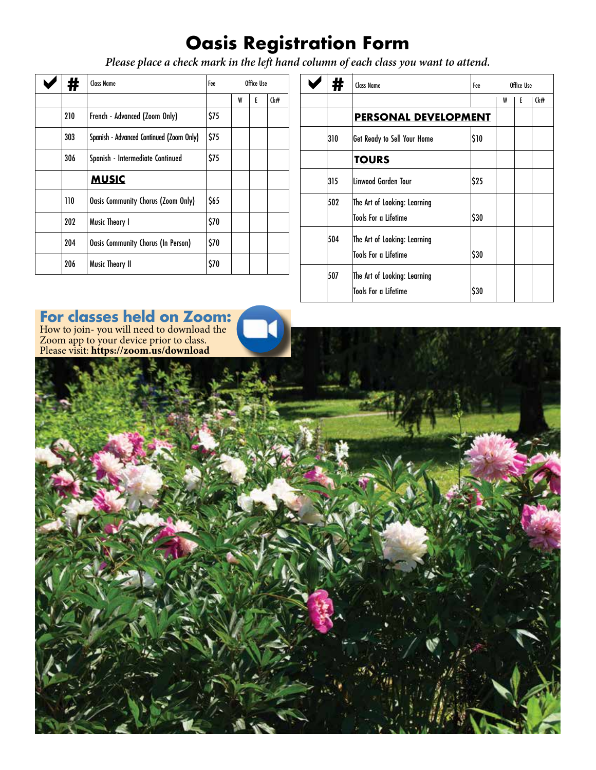# Oasis Registration Form

*Please place a check mark in the left hand column of each class you want to attend.*

| ✔ | # | Class Name | Fee | Office Use | | |
|---|---|---|---|---|---|---|
| | | | | W | E | Ck# |
| | 210 | French - Advanced (Zoom Only) | $75 | | | |
| | 303 | Spanish - Advanced Continued (Zoom Only) | $75 | | | |
| | 306 | Spanish - Intermediate Continued | $75 | | | |
| | | **MUSIC** | | | | |
| | 110 | Oasis Community Chorus (Zoom Only) | $65 | | | |
| | 202 | Music Theory I | $70 | | | |
| | 204 | Oasis Community Chorus (In Person) | $70 | | | |
| | 206 | Music Theory II | $70 | | | |

| ✔ | # | Class Name | Fee | Office Use | | |
|---|---|---|---|---|---|---|
| | | | | W | E | Ck# |
| | | **PERSONAL DEVELOPMENT** | | | | |
| | 310 | Get Ready to Sell Your Home | $10 | | | |
| | | **TOURS** | | | | |
| | 315 | Linwood Garden Tour | $25 | | | |
| | 502 | The Art of Looking: Learning Tools For a Lifetime | $30 | | | |
| | 504 | The Art of Looking: Learning Tools For a Lifetime | $30 | | | |
| | 507 | The Art of Looking: Learning Tools For a Lifetime | $30 | | | |

## For classes held on Zoom:

How to join- you will need to download the Zoom app to your device prior to class. Please visit: **https://zoom.us/download**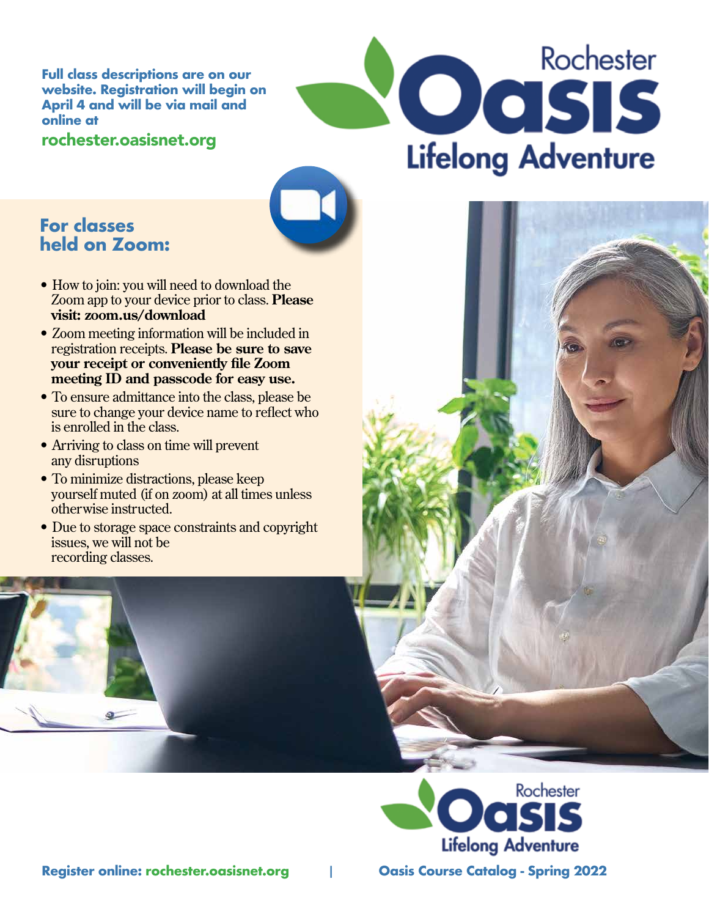**Full class descriptions are on our website. Registration will begin on April 4 and will be via mail and online at**

**rochester.oasisnet.org**

Rochester Oasis Lifelong Adventure

## For classes held on Zoom:

- How to join: you will need to download the Zoom app to your device prior to class. **Please visit: zoom.us/download**
- Zoom meeting information will be included in registration receipts. **Please be sure to save your receipt or conveniently file Zoom meeting ID and passcode for easy use.**
- To ensure admittance into the class, please be sure to change your device name to reflect who is enrolled in the class.
- Arriving to class on time will prevent any disruptions
- To minimize distractions, please keep yourself muted (if on zoom) at all times unless otherwise instructed.
- Due to storage space constraints and copyright issues, we will not be recording classes.

Rochester Oasis Lifelong Adventure